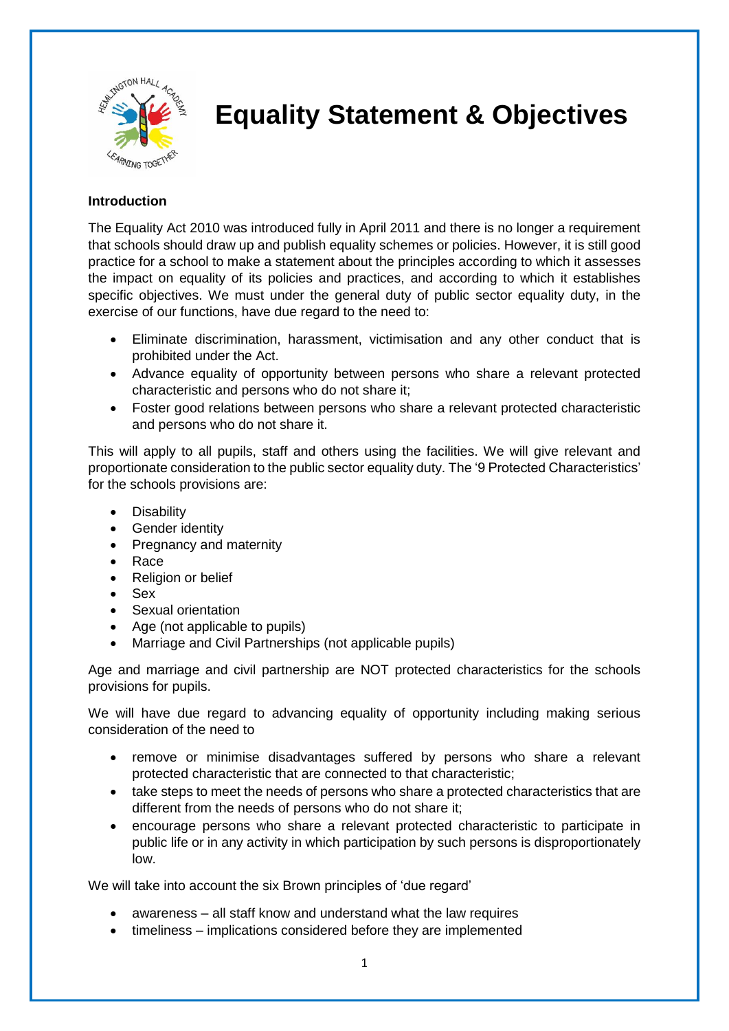# Equality Statement & Objectives

**Introduction**

The Equality Act 2010 was introduced fully in April 2011 and there is no longer a requirement that schools should draw up and publish equality schemes or policies. However, it is still good practice for a school to make a statement about the principles according to which it assesses the impact on equality of its policies and practices, and according to which it establishes specific objectives. We must under the general duty of public sector equality duty, in the exercise of our functions, have due regard to the need to:

- Eliminate discrimination, harassment, victimisation and any other conduct that is prohibited under the Act.
- Advance equality of opportunity between persons who share a relevant protected characteristic and persons who do not share it;
- Foster good relations between persons who share a relevant protected characteristic and persons who do not share it.

This will apply to all pupils, staff and others using the facilities. We will give relevant and proportionate consideration to the public sector equality duty. The '9 Protected Characteristics' for the schools provisions are:

- Disability
- Gender identity
- Pregnancy and maternity
- Race
- Religion or belief
- Sex
- Sexual orientation
- Age (not applicable to pupils)
- Marriage and Civil Partnerships (not applicable pupils)

Age and marriage and civil partnership are NOT protected characteristics for the schools provisions for pupils.

We will have due regard to advancing equality of opportunity including making serious consideration of the need to

- remove or minimise disadvantages suffered by persons who share a relevant protected characteristic that are connected to that characteristic;
- take steps to meet the needs of persons who share a protected characteristics that are different from the needs of persons who do not share it;
- encourage persons who share a relevant protected characteristic to participate in public life or in any activity in which participation by such persons is disproportionately low.

We will take into account the six Brown principles of 'due regard'

- awareness – all staff know and understand what the law requires
- timeliness – implications considered before they are implemented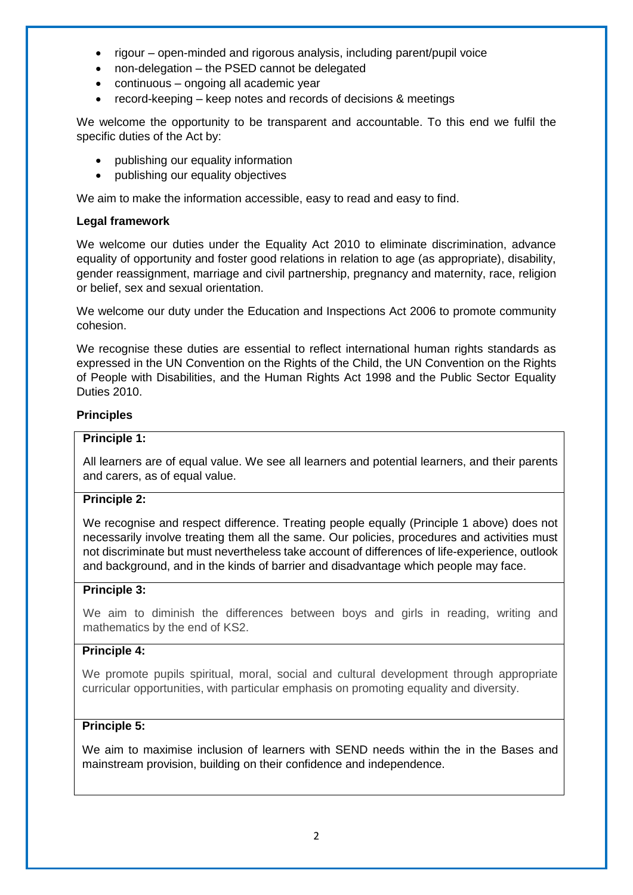- rigour – open-minded and rigorous analysis, including parent/pupil voice
- non-delegation – the PSED cannot be delegated
- continuous – ongoing all academic year
- record-keeping – keep notes and records of decisions & meetings

We welcome the opportunity to be transparent and accountable. To this end we fulfil the specific duties of the Act by:

- publishing our equality information
- publishing our equality objectives

We aim to make the information accessible, easy to read and easy to find.

**Legal framework**

We welcome our duties under the Equality Act 2010 to eliminate discrimination, advance equality of opportunity and foster good relations in relation to age (as appropriate), disability, gender reassignment, marriage and civil partnership, pregnancy and maternity, race, religion or belief, sex and sexual orientation.

We welcome our duty under the Education and Inspections Act 2006 to promote community cohesion.

We recognise these duties are essential to reflect international human rights standards as expressed in the UN Convention on the Rights of the Child, the UN Convention on the Rights of People with Disabilities, and the Human Rights Act 1998 and the Public Sector Equality Duties 2010.

**Principles**

**Principle 1:**

All learners are of equal value. We see all learners and potential learners, and their parents and carers, as of equal value.

**Principle 2:**

We recognise and respect difference. Treating people equally (Principle 1 above) does not necessarily involve treating them all the same. Our policies, procedures and activities must not discriminate but must nevertheless take account of differences of life-experience, outlook and background, and in the kinds of barrier and disadvantage which people may face.

**Principle 3:**

We aim to diminish the differences between boys and girls in reading, writing and mathematics by the end of KS2.

**Principle 4:**

We promote pupils spiritual, moral, social and cultural development through appropriate curricular opportunities, with particular emphasis on promoting equality and diversity.

**Principle 5:**

We aim to maximise inclusion of learners with SEND needs within the in the Bases and mainstream provision, building on their confidence and independence.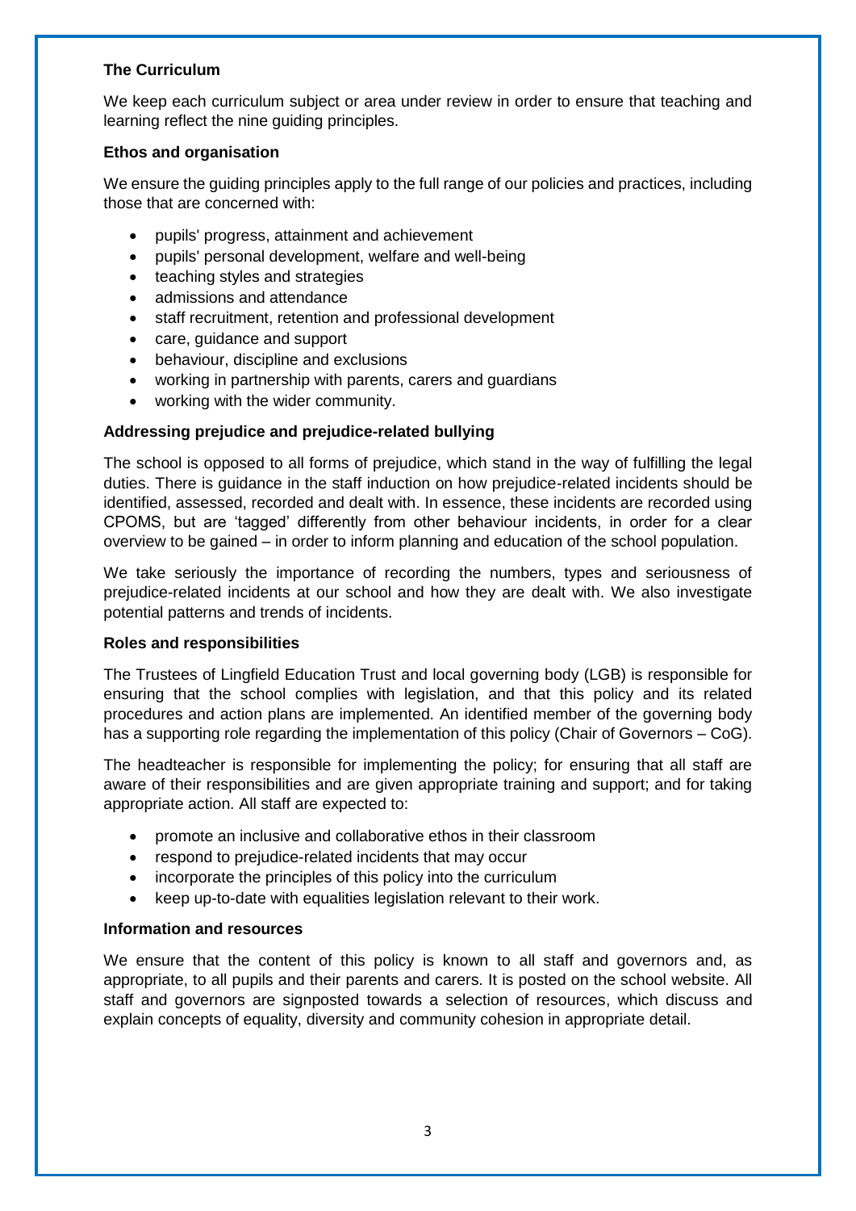**The Curriculum**

We keep each curriculum subject or area under review in order to ensure that teaching and learning reflect the nine guiding principles.

**Ethos and organisation**

We ensure the guiding principles apply to the full range of our policies and practices, including those that are concerned with:

- pupils' progress, attainment and achievement
- pupils' personal development, welfare and well-being
- teaching styles and strategies
- admissions and attendance
- staff recruitment, retention and professional development
- care, guidance and support
- behaviour, discipline and exclusions
- working in partnership with parents, carers and guardians
- working with the wider community.

**Addressing prejudice and prejudice-related bullying**

The school is opposed to all forms of prejudice, which stand in the way of fulfilling the legal duties. There is guidance in the staff induction on how prejudice-related incidents should be identified, assessed, recorded and dealt with. In essence, these incidents are recorded using CPOMS, but are 'tagged' differently from other behaviour incidents, in order for a clear overview to be gained – in order to inform planning and education of the school population.

We take seriously the importance of recording the numbers, types and seriousness of prejudice-related incidents at our school and how they are dealt with. We also investigate potential patterns and trends of incidents.

**Roles and responsibilities**

The Trustees of Lingfield Education Trust and local governing body (LGB) is responsible for ensuring that the school complies with legislation, and that this policy and its related procedures and action plans are implemented. An identified member of the governing body has a supporting role regarding the implementation of this policy (Chair of Governors – CoG).

The headteacher is responsible for implementing the policy; for ensuring that all staff are aware of their responsibilities and are given appropriate training and support; and for taking appropriate action. All staff are expected to:

- promote an inclusive and collaborative ethos in their classroom
- respond to prejudice-related incidents that may occur
- incorporate the principles of this policy into the curriculum
- keep up-to-date with equalities legislation relevant to their work.

**Information and resources**

We ensure that the content of this policy is known to all staff and governors and, as appropriate, to all pupils and their parents and carers. It is posted on the school website. All staff and governors are signposted towards a selection of resources, which discuss and explain concepts of equality, diversity and community cohesion in appropriate detail.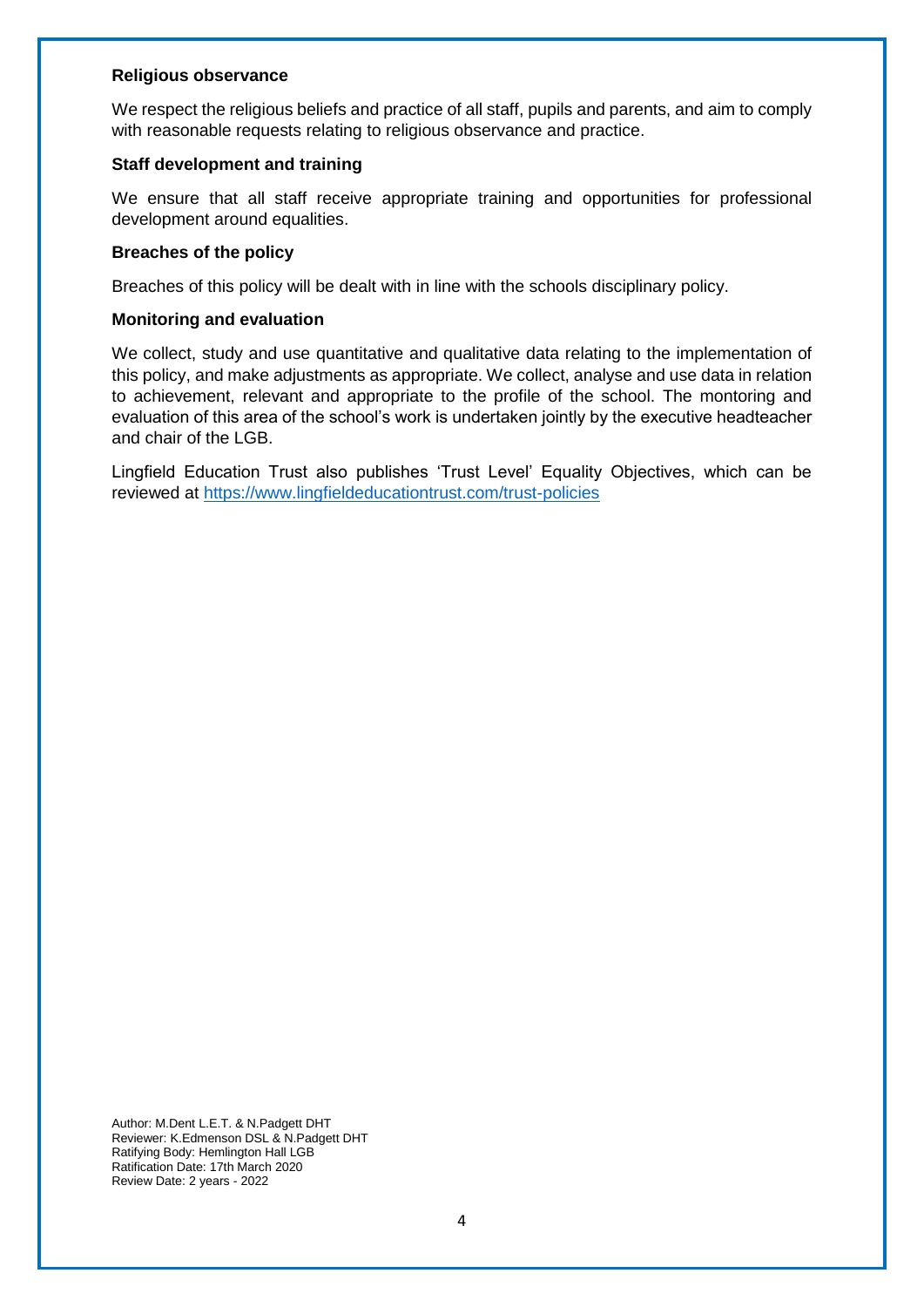**Religious observance**

We respect the religious beliefs and practice of all staff, pupils and parents, and aim to comply with reasonable requests relating to religious observance and practice.

**Staff development and training**

We ensure that all staff receive appropriate training and opportunities for professional development around equalities.

**Breaches of the policy**

Breaches of this policy will be dealt with in line with the schools disciplinary policy.

**Monitoring and evaluation**

We collect, study and use quantitative and qualitative data relating to the implementation of this policy, and make adjustments as appropriate. We collect, analyse and use data in relation to achievement, relevant and appropriate to the profile of the school. The montoring and evaluation of this area of the school's work is undertaken jointly by the executive headteacher and chair of the LGB.

Lingfield Education Trust also publishes 'Trust Level' Equality Objectives, which can be reviewed at https://www.lingfieldeducationtrust.com/trust-policies

Author: M.Dent L.E.T. & N.Padgett DHT
Reviewer: K.Edmenson DSL & N.Padgett DHT
Ratifying Body: Hemlington Hall LGB
Ratification Date: 17th March 2020
Review Date: 2 years - 2022